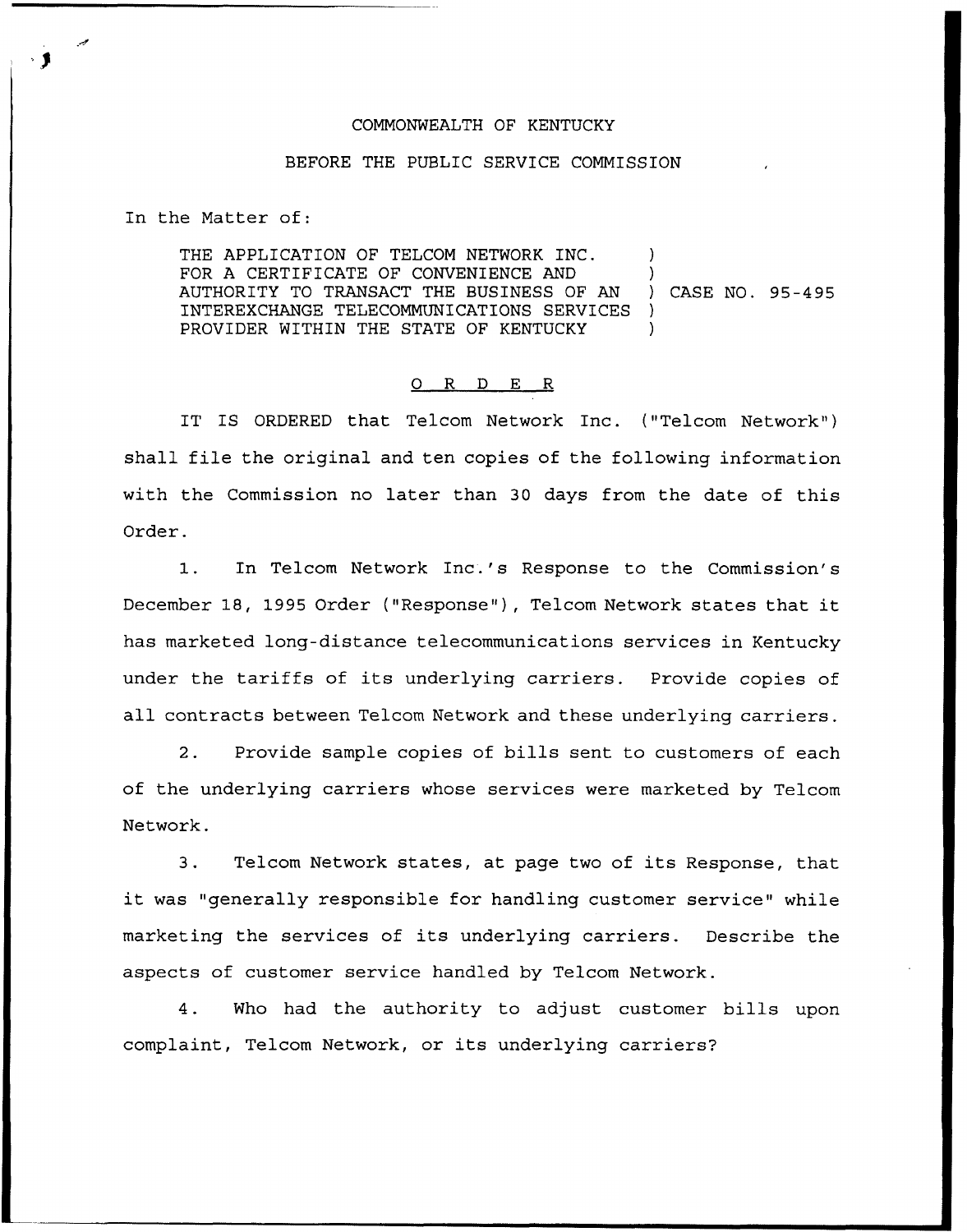COMMONWEALTH OF KENTUCKY

BEFORE THE PUBLIC SERVICE COMMISSION

In the Matter of:

| | | |
|---|---|---|
| THE APPLICATION OF TELCOM NETWORK INC. FOR A CERTIFICATE OF CONVENIENCE AND AUTHORITY TO TRANSACT THE BUSINESS OF AN INTEREXCHANGE TELECOMMUNICATIONS SERVICES PROVIDER WITHIN THE STATE OF KENTUCKY | ) | CASE NO. 95-495 |

O R D E R

IT IS ORDERED that Telcom Network Inc. ("Telcom Network") shall file the original and ten copies of the following information with the Commission no later than 30 days from the date of this Order.

1. In Telcom Network Inc.'s Response to the Commission's December 18, 1995 Order ("Response"), Telcom Network states that it has marketed long-distance telecommunications services in Kentucky under the tariffs of its underlying carriers. Provide copies of all contracts between Telcom Network and these underlying carriers.

2. Provide sample copies of bills sent to customers of each of the underlying carriers whose services were marketed by Telcom Network.

3. Telcom Network states, at page two of its Response, that it was "generally responsible for handling customer service" while marketing the services of its underlying carriers. Describe the aspects of customer service handled by Telcom Network.

4. Who had the authority to adjust customer bills upon complaint, Telcom Network, or its underlying carriers?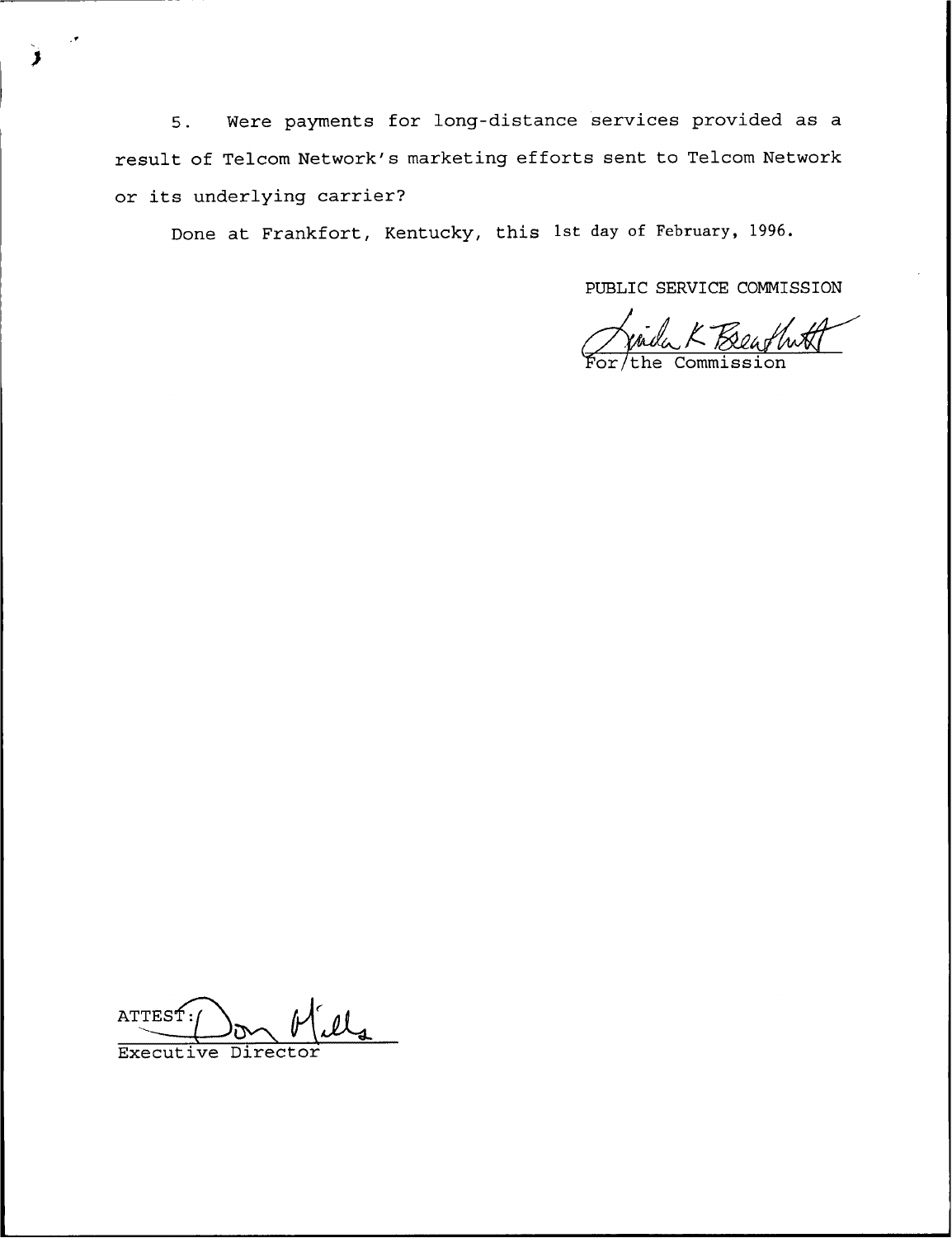5. Were payments for long-distance services provided as a result of Telcom Network's marketing efforts sent to Telcom Network or its underlying carrier?

Done at Frankfort, Kentucky, this 1st day of February, 1996.

PUBLIC SERVICE COMMISSION

For/the Commission

ATTEST:

Executive Director